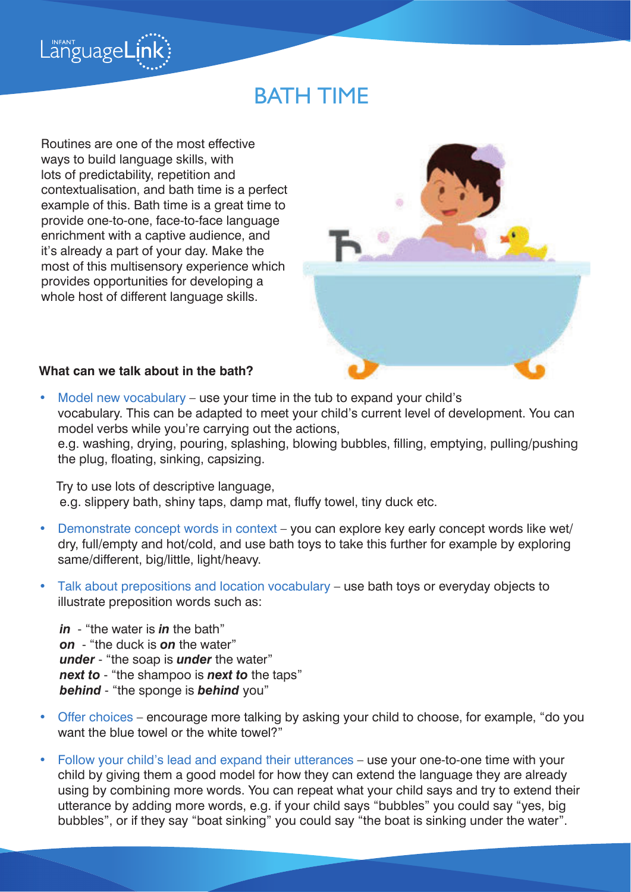# BATH TIME

Routines are one of the most effective ways to build language skills, with lots of predictability, repetition and contextualisation, and bath time is a perfect example of this. Bath time is a great time to provide one-to-one, face-to-face language enrichment with a captive audience, and it's already a part of your day. Make the most of this multisensory experience which provides opportunities for developing a whole host of different language skills.

**What can we talk about in the bath?**

- Model new vocabulary – use your time in the tub to expand your child's vocabulary. This can be adapted to meet your child's current level of development. You can model verbs while you're carrying out the actions, e.g. washing, drying, pouring, splashing, blowing bubbles, filling, emptying, pulling/pushing the plug, floating, sinking, capsizing.

  Try to use lots of descriptive language, e.g. slippery bath, shiny taps, damp mat, fluffy towel, tiny duck etc.

- Demonstrate concept words in context – you can explore key early concept words like wet/dry, full/empty and hot/cold, and use bath toys to take this further for example by exploring same/different, big/little, light/heavy.

- Talk about prepositions and location vocabulary – use bath toys or everyday objects to illustrate preposition words such as:

  ***in*** - "the water is ***in*** the bath"
  ***on*** - "the duck is ***on*** the water"
  ***under*** - "the soap is ***under*** the water"
  ***next to*** - "the shampoo is ***next to*** the taps"
  ***behind*** - "the sponge is ***behind*** you"

- Offer choices – encourage more talking by asking your child to choose, for example, "do you want the blue towel or the white towel?"

- Follow your child's lead and expand their utterances – use your one-to-one time with your child by giving them a good model for how they can extend the language they are already using by combining more words. You can repeat what your child says and try to extend their utterance by adding more words, e.g. if your child says "bubbles" you could say "yes, big bubbles", or if they say "boat sinking" you could say "the boat is sinking under the water".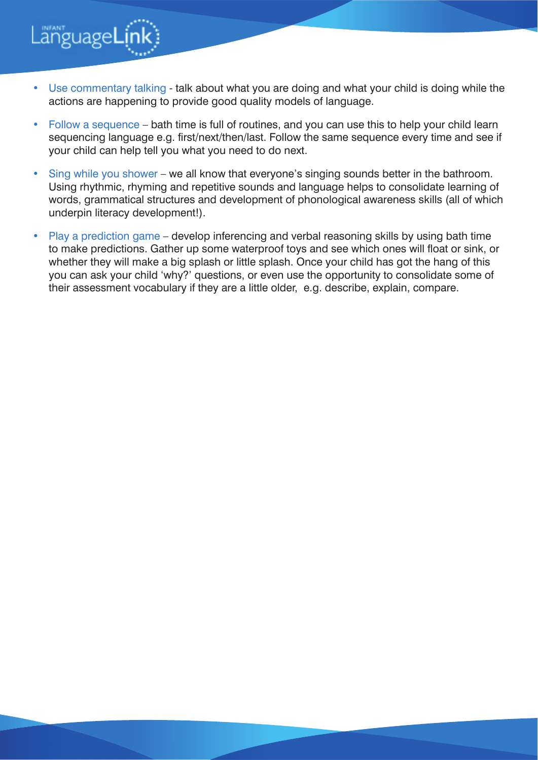- Use commentary talking - talk about what you are doing and what your child is doing while the actions are happening to provide good quality models of language.
- Follow a sequence – bath time is full of routines, and you can use this to help your child learn sequencing language e.g. first/next/then/last. Follow the same sequence every time and see if your child can help tell you what you need to do next.
- Sing while you shower – we all know that everyone's singing sounds better in the bathroom. Using rhythmic, rhyming and repetitive sounds and language helps to consolidate learning of words, grammatical structures and development of phonological awareness skills (all of which underpin literacy development!).
- Play a prediction game – develop inferencing and verbal reasoning skills by using bath time to make predictions. Gather up some waterproof toys and see which ones will float or sink, or whether they will make a big splash or little splash. Once your child has got the hang of this you can ask your child 'why?' questions, or even use the opportunity to consolidate some of their assessment vocabulary if they are a little older, e.g. describe, explain, compare.